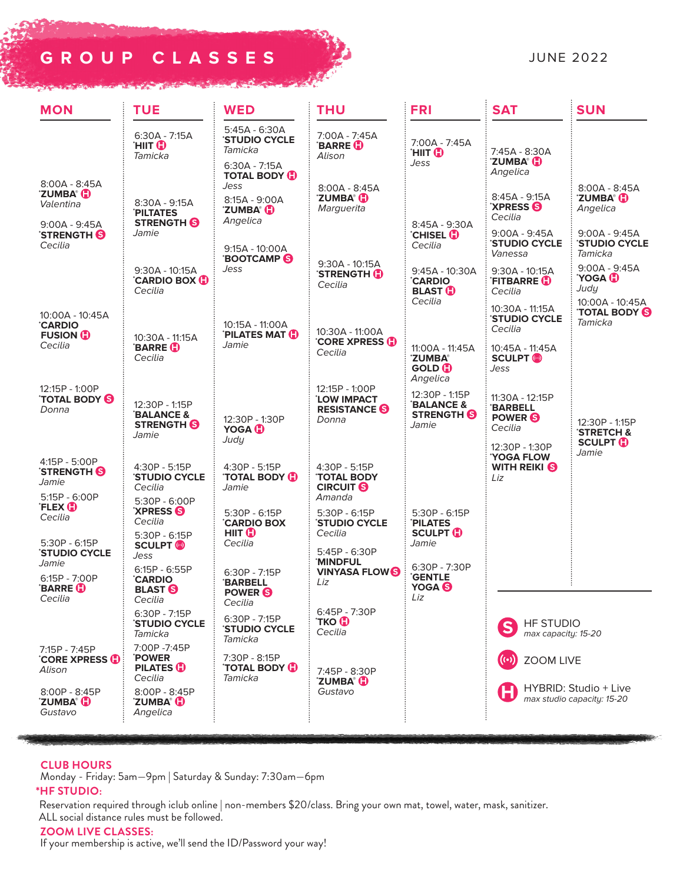# GROUP CLASSES

JUNE 2022

## MON

- 8:00A - 8:45A — **\*ZUMBA® (H)** — *Valentina*
- 9:00A - 9:45A — **\*STRENGTH (S)** — *Cecilia*
- 10:00A - 10:45A — **\*CARDIO FUSION (H)** — *Cecilia*
- 12:15P - 1:00P — **\*TOTAL BODY (S)** — *Donna*
- 4:15P - 5:00P — **\*STRENGTH (S)** — *Jamie*
- 5:15P - 6:00P — **\*FLEX (H)** — *Cecilia*
- 5:30P - 6:15P — **\*STUDIO CYCLE** — *Jamie*
- 6:15P - 7:00P — **\*BARRE (H)** — *Cecilia*
- 7:15P - 7:45P — **\*CORE XPRESS (H)** — *Alison*
- 8:00P - 8:45P — **\*ZUMBA® (H)** — *Gustavo*

## TUE

- 6:30A - 7:15A — **\*HIIT (H)** — *Tamicka*
- 8:30A - 9:15A — **\*PILTATES STRENGTH (S)** — *Jamie*
- 9:30A - 10:15A — **\*CARDIO BOX (H)** — *Cecilia*
- 10:30A - 11:15A — **\*BARRE (H)** — *Cecilia*
- 12:30P - 1:15P — **\*BALANCE & STRENGTH (S)** — *Jamie*
- 4:30P - 5:15P — **\*STUDIO CYCLE** — *Cecilia*
- 5:30P - 6:00P — **\*XPRESS (S)** — *Cecilia*
- 5:30P - 6:15P — **SCULPT (ZOOM LIVE)** — *Jess*
- 6:15P - 6:55P — **\*CARDIO BLAST (S)** — *Cecilia*
- 6:30P - 7:15P — **\*STUDIO CYCLE** — *Tamicka*
- 7:00P - 7:45P — **\*POWER PILATES (H)** — *Cecilia*
- 8:00P - 8:45P — **\*ZUMBA® (H)** — *Angelica*

## WED

- 5:45A - 6:30A — **\*STUDIO CYCLE** — *Tamicka*
- 6:30A - 7:15A — **TOTAL BODY (H)** — *Jess*
- 8:15A - 9:00A — **\*ZUMBA® (H)** — *Angelica*
- 9:15A - 10:00A — **\*BOOTCAMP (S)** — *Jess*
- 10:15A - 11:00A — **\*PILATES MAT (H)** — *Jamie*
- 12:30P - 1:30P — **YOGA (H)** — *Judy*
- 4:30P - 5:15P — **\*TOTAL BODY (H)** — *Jamie*
- 5:30P - 6:15P — **\*CARDIO BOX HIIT (H)** — *Cecilia*
- 6:30P - 7:15P — **\*BARBELL POWER (S)** — *Cecilia*
- 6:30P - 7:15P — **\*STUDIO CYCLE** — *Tamicka*
- 7:30P - 8:15P — **\*TOTAL BODY (H)** — *Tamicka*

## THU

- 7:00A - 7:45A — **\*BARRE (H)** — *Alison*
- 8:00A - 8:45A — **\*ZUMBA® (H)** — *Marguerita*
- 9:30A - 10:15A — **\*STRENGTH (H)** — *Cecilia*
- 10:30A - 11:00A — **\*CORE XPRESS (H)** — *Cecilia*
- 12:15P - 1:00P — **\*LOW IMPACT RESISTANCE (S)** — *Donna*
- 4:30P - 5:15P — **\*TOTAL BODY CIRCUIT (S)** — *Amanda*
- 5:30P - 6:15P — **\*STUDIO CYCLE** — *Cecilia*
- 5:45P - 6:30P — **\*MINDFUL VINYASA FLOW (S)** — *Liz*
- 6:45P - 7:30P — **\*TKO (H)** — *Cecilia*
- 7:45P - 8:30P — **\*ZUMBA® (H)** — *Gustavo*

## FRI

- 7:00A - 7:45A — **\*HIIT (H)** — *Jess*
- 8:45A - 9:30A — **\*CHISEL (H)** — *Cecilia*
- 9:45A - 10:30A — **\*CARDIO BLAST (H)** — *Cecilia*
- 11:00A - 11:45A — **\*ZUMBA® GOLD (H)** — *Angelica*
- 12:30P - 1:15P — **\*BALANCE & STRENGTH (S)** — *Jamie*
- 5:30P - 6:15P — **\*PILATES SCULPT (H)** — *Jamie*
- 6:30P - 7:30P — **\*GENTLE YOGA (S)** — *Liz*

## SAT

- 7:45A - 8:30A — **\*ZUMBA® (H)** — *Angelica*
- 8:45A - 9:15A — **\*XPRESS (S)** — *Cecilia*
- 9:00A - 9:45A — **\*STUDIO CYCLE** — *Vanessa*
- 9:30A - 10:15A — **\*FITBARRE (H)** — *Cecilia*
- 10:30A - 11:15A — **\*STUDIO CYCLE** — *Cecilia*
- 10:45A - 11:45A — **SCULPT (ZOOM LIVE)** — *Jess*
- 11:30A - 12:15P — **\*BARBELL POWER (S)** — *Cecilia*
- 12:30P - 1:30P — **\*YOGA FLOW WITH REIKI (S)** — *Liz*

## SUN

- 8:00A - 8:45A — **\*ZUMBA® (H)** — *Angelica*
- 9:00A - 9:45A — **\*STUDIO CYCLE** — *Tamicka*
- 9:00A - 9:45A — **\*YOGA (H)** — *Judy*
- 10:00A - 10:45A — **\*TOTAL BODY (S)** — *Tamicka*
- 12:30P - 1:15P — **\*STRETCH & SCULPT (H)** — *Jamie*

## Legend

- **(S) HF STUDIO** — max capacity: 15-20
- **(ZOOM LIVE icon) ZOOM LIVE**
- **(H) HYBRID: Studio + Live** — max studio capacity: 15-20

## CLUB HOURS

Monday - Friday: 5am—9pm | Saturday & Sunday: 7:30am—6pm

## \*HF STUDIO:

Reservation required through iclub online | non-members $20/class. Bring your own mat, towel, water, mask, sanitizer. ALL social distance rules must be followed.

## ZOOM LIVE CLASSES:

If your membership is active, we'll send the ID/Password your way!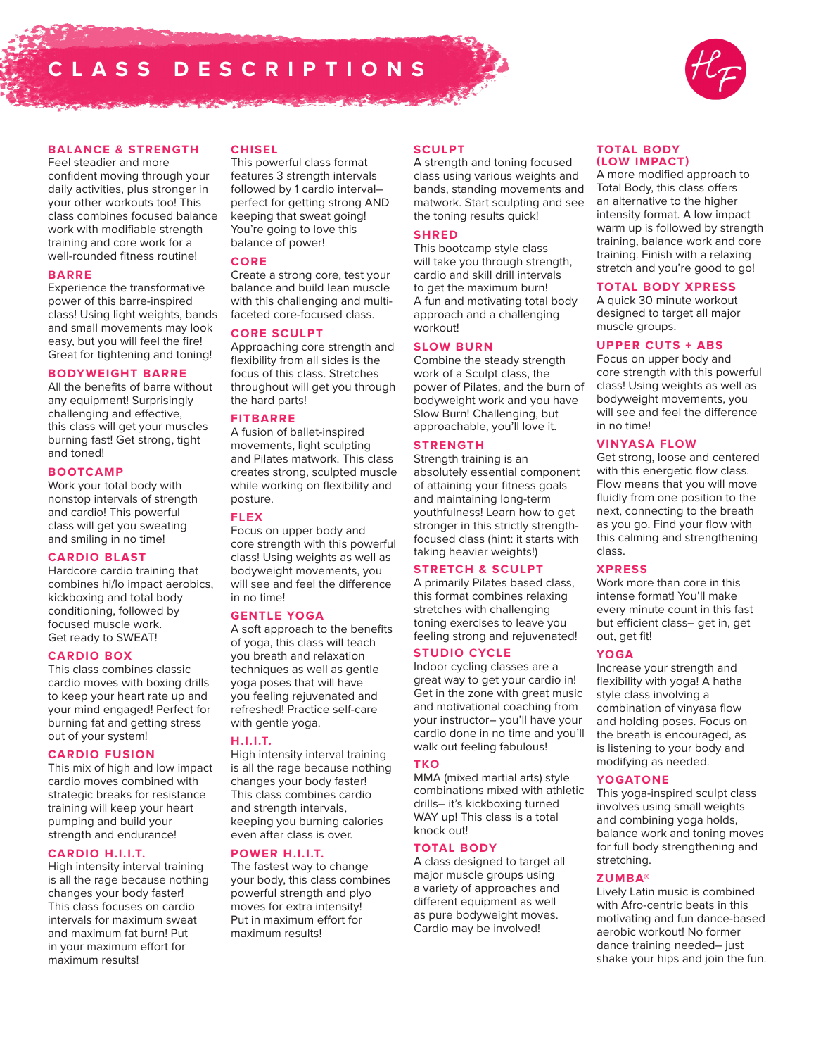# CLASS DESCRIPTIONS

## BALANCE & STRENGTH

Feel steadier and more confident moving through your daily activities, plus stronger in your other workouts too! This class combines focused balance work with modifiable strength training and core work for a well-rounded fitness routine!

## BARRE

Experience the transformative power of this barre-inspired class! Using light weights, bands and small movements may look easy, but you will feel the fire! Great for tightening and toning!

## BODYWEIGHT BARRE

All the benefits of barre without any equipment! Surprisingly challenging and effective, this class will get your muscles burning fast! Get strong, tight and toned!

## BOOTCAMP

Work your total body with nonstop intervals of strength and cardio! This powerful class will get you sweating and smiling in no time!

## CARDIO BLAST

Hardcore cardio training that combines hi/lo impact aerobics, kickboxing and total body conditioning, followed by focused muscle work.
Get ready to SWEAT!

## CARDIO BOX

This class combines classic cardio moves with boxing drills to keep your heart rate up and your mind engaged! Perfect for burning fat and getting stress out of your system!

## CARDIO FUSION

This mix of high and low impact cardio moves combined with strategic breaks for resistance training will keep your heart pumping and build your strength and endurance!

## CARDIO H.I.I.T.

High intensity interval training is all the rage because nothing changes your body faster! This class focuses on cardio intervals for maximum sweat and maximum fat burn! Put in your maximum effort for maximum results!

## CHISEL

This powerful class format features 3 strength intervals followed by 1 cardio interval– perfect for getting strong AND keeping that sweat going! You're going to love this balance of power!

## CORE

Create a strong core, test your balance and build lean muscle with this challenging and multi-faceted core-focused class.

## CORE SCULPT

Approaching core strength and flexibility from all sides is the focus of this class. Stretches throughout will get you through the hard parts!

## FITBARRE

A fusion of ballet-inspired movements, light sculpting and Pilates matwork. This class creates strong, sculpted muscle while working on flexibility and posture.

## FLEX

Focus on upper body and core strength with this powerful class! Using weights as well as bodyweight movements, you will see and feel the difference in no time!

## GENTLE YOGA

A soft approach to the benefits of yoga, this class will teach you breath and relaxation techniques as well as gentle yoga poses that will have you feeling rejuvenated and refreshed! Practice self-care with gentle yoga.

## H.I.I.T.

High intensity interval training is all the rage because nothing changes your body faster! This class combines cardio and strength intervals, keeping you burning calories even after class is over.

## POWER H.I.I.T.

The fastest way to change your body, this class combines powerful strength and plyo moves for extra intensity! Put in maximum effort for maximum results!

## SCULPT

A strength and toning focused class using various weights and bands, standing movements and matwork. Start sculpting and see the toning results quick!

## SHRED

This bootcamp style class will take you through strength, cardio and skill drill intervals to get the maximum burn!
A fun and motivating total body approach and a challenging workout!

## SLOW BURN

Combine the steady strength work of a Sculpt class, the power of Pilates, and the burn of bodyweight work and you have Slow Burn! Challenging, but approachable, you'll love it.

## STRENGTH

Strength training is an absolutely essential component of attaining your fitness goals and maintaining long-term youthfulness! Learn how to get stronger in this strictly strength-focused class (hint: it starts with taking heavier weights!)

## STRETCH & SCULPT

A primarily Pilates based class, this format combines relaxing stretches with challenging toning exercises to leave you feeling strong and rejuvenated!

## STUDIO CYCLE

Indoor cycling classes are a great way to get your cardio in! Get in the zone with great music and motivational coaching from your instructor– you'll have your cardio done in no time and you'll walk out feeling fabulous!

## TKO

MMA (mixed martial arts) style combinations mixed with athletic drills– it's kickboxing turned WAY up! This class is a total knock out!

## TOTAL BODY

A class designed to target all major muscle groups using a variety of approaches and different equipment as well as pure bodyweight moves. Cardio may be involved!

## TOTAL BODY (LOW IMPACT)

A more modified approach to Total Body, this class offers an alternative to the higher intensity format. A low impact warm up is followed by strength training, balance work and core training. Finish with a relaxing stretch and you're good to go!

## TOTAL BODY XPRESS

A quick 30 minute workout designed to target all major muscle groups.

## UPPER CUTS + ABS

Focus on upper body and core strength with this powerful class! Using weights as well as bodyweight movements, you will see and feel the difference in no time!

## VINYASA FLOW

Get strong, loose and centered with this energetic flow class. Flow means that you will move fluidly from one position to the next, connecting to the breath as you go. Find your flow with this calming and strengthening class.

## XPRESS

Work more than core in this intense format! You'll make every minute count in this fast but efficient class– get in, get out, get fit!

## YOGA

Increase your strength and flexibility with yoga! A hatha style class involving a combination of vinyasa flow and holding poses. Focus on the breath is encouraged, as is listening to your body and modifying as needed.

## YOGATONE

This yoga-inspired sculpt class involves using small weights and combining yoga holds, balance work and toning moves for full body strengthening and stretching.

## ZUMBA®

Lively Latin music is combined with Afro-centric beats in this motivating and fun dance-based aerobic workout! No former dance training needed– just shake your hips and join the fun.